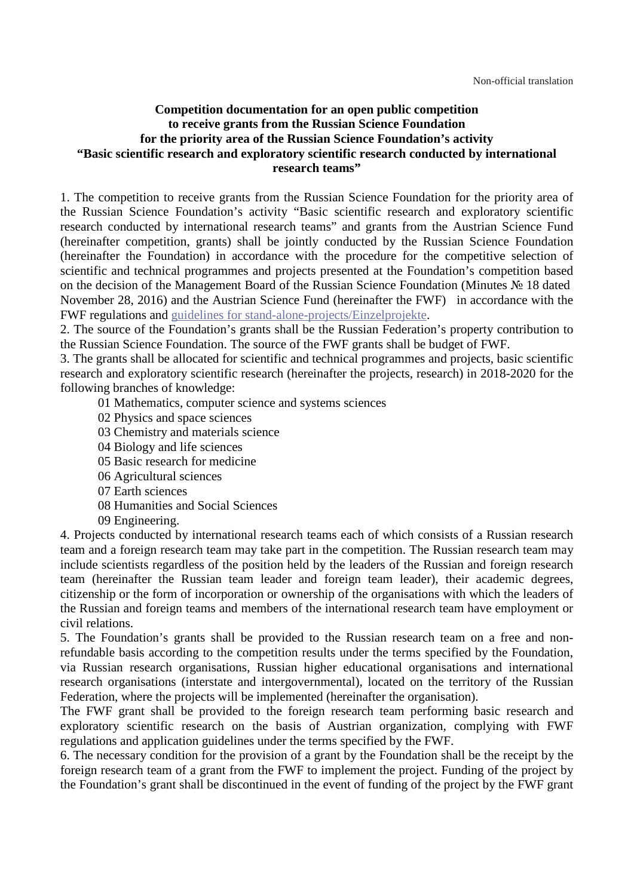Non-official translation

**Competition documentation for an open public competition to receive grants from the Russian Science Foundation for the priority area of the Russian Science Foundation's activity "Basic scientific research and exploratory scientific research conducted by international research teams"**

1. The competition to receive grants from the Russian Science Foundation for the priority area of the Russian Science Foundation's activity "Basic scientific research and exploratory scientific research conducted by international research teams" and grants from the Austrian Science Fund (hereinafter competition, grants) shall be jointly conducted by the Russian Science Foundation (hereinafter the Foundation) in accordance with the procedure for the competitive selection of scientific and technical programmes and projects presented at the Foundation's competition based on the decision of the Management Board of the Russian Science Foundation (Minutes № 18 dated November 28, 2016) and the Austrian Science Fund (hereinafter the FWF) in accordance with the FWF regulations and guidelines for stand-alone-projects/Einzelprojekte.

2. The source of the Foundation's grants shall be the Russian Federation's property contribution to the Russian Science Foundation. The source of the FWF grants shall be budget of FWF.

3. The grants shall be allocated for scientific and technical programmes and projects, basic scientific research and exploratory scientific research (hereinafter the projects, research) in 2018-2020 for the following branches of knowledge:

01 Mathematics, computer science and systems sciences
02 Physics and space sciences
03 Chemistry and materials science
04 Biology and life sciences
05 Basic research for medicine
06 Agricultural sciences
07 Earth sciences
08 Humanities and Social Sciences
09 Engineering.

4. Projects conducted by international research teams each of which consists of a Russian research team and a foreign research team may take part in the competition. The Russian research team may include scientists regardless of the position held by the leaders of the Russian and foreign research team (hereinafter the Russian team leader and foreign team leader), their academic degrees, citizenship or the form of incorporation or ownership of the organisations with which the leaders of the Russian and foreign teams and members of the international research team have employment or civil relations.

5. The Foundation's grants shall be provided to the Russian research team on a free and non-refundable basis according to the competition results under the terms specified by the Foundation, via Russian research organisations, Russian higher educational organisations and international research organisations (interstate and intergovernmental), located on the territory of the Russian Federation, where the projects will be implemented (hereinafter the organisation).

The FWF grant shall be provided to the foreign research team performing basic research and exploratory scientific research on the basis of Austrian organization, complying with FWF regulations and application guidelines under the terms specified by the FWF.

6. The necessary condition for the provision of a grant by the Foundation shall be the receipt by the foreign research team of a grant from the FWF to implement the project. Funding of the project by the Foundation's grant shall be discontinued in the event of funding of the project by the FWF grant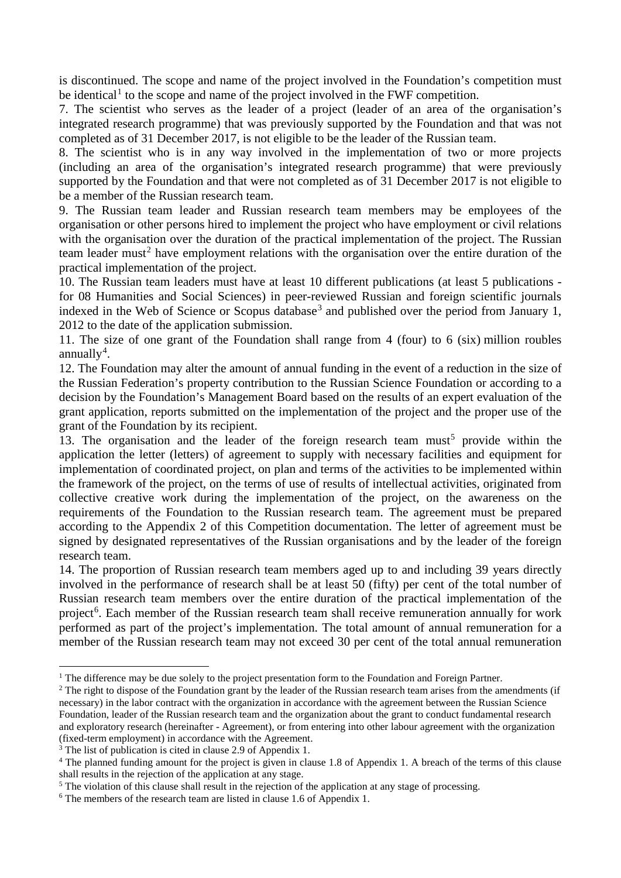is discontinued. The scope and name of the project involved in the Foundation's competition must be identical[1] to the scope and name of the project involved in the FWF competition.

7. The scientist who serves as the leader of a project (leader of an area of the organisation's integrated research programme) that was previously supported by the Foundation and that was not completed as of 31 December 2017, is not eligible to be the leader of the Russian team.

8. The scientist who is in any way involved in the implementation of two or more projects (including an area of the organisation's integrated research programme) that were previously supported by the Foundation and that were not completed as of 31 December 2017 is not eligible to be a member of the Russian research team.

9. The Russian team leader and Russian research team members may be employees of the organisation or other persons hired to implement the project who have employment or civil relations with the organisation over the duration of the practical implementation of the project. The Russian team leader must[2] have employment relations with the organisation over the entire duration of the practical implementation of the project.

10. The Russian team leaders must have at least 10 different publications (at least 5 publications - for 08 Humanities and Social Sciences) in peer-reviewed Russian and foreign scientific journals indexed in the Web of Science or Scopus database[3] and published over the period from January 1, 2012 to the date of the application submission.

11. The size of one grant of the Foundation shall range from 4 (four) to 6 (six) million roubles annually[4].

12. The Foundation may alter the amount of annual funding in the event of a reduction in the size of the Russian Federation's property contribution to the Russian Science Foundation or according to a decision by the Foundation's Management Board based on the results of an expert evaluation of the grant application, reports submitted on the implementation of the project and the proper use of the grant of the Foundation by its recipient.

13. The organisation and the leader of the foreign research team must[5] provide within the application the letter (letters) of agreement to supply with necessary facilities and equipment for implementation of coordinated project, on plan and terms of the activities to be implemented within the framework of the project, on the terms of use of results of intellectual activities, originated from collective creative work during the implementation of the project, on the awareness on the requirements of the Foundation to the Russian research team. The agreement must be prepared according to the Appendix 2 of this Competition documentation. The letter of agreement must be signed by designated representatives of the Russian organisations and by the leader of the foreign research team.

14. The proportion of Russian research team members aged up to and including 39 years directly involved in the performance of research shall be at least 50 (fifty) per cent of the total number of Russian research team members over the entire duration of the practical implementation of the project[6]. Each member of the Russian research team shall receive remuneration annually for work performed as part of the project's implementation. The total amount of annual remuneration for a member of the Russian research team may not exceed 30 per cent of the total annual remuneration

---

[1] The difference may be due solely to the project presentation form to the Foundation and Foreign Partner.

[2] The right to dispose of the Foundation grant by the leader of the Russian research team arises from the amendments (if necessary) in the labor contract with the organization in accordance with the agreement between the Russian Science Foundation, leader of the Russian research team and the organization about the grant to conduct fundamental research and exploratory research (hereinafter - Agreement), or from entering into other labour agreement with the organization (fixed-term employment) in accordance with the Agreement.

[3] The list of publication is cited in clause 2.9 of Appendix 1.

[4] The planned funding amount for the project is given in clause 1.8 of Appendix 1. A breach of the terms of this clause shall results in the rejection of the application at any stage.

[5] The violation of this clause shall result in the rejection of the application at any stage of processing.

[6] The members of the research team are listed in clause 1.6 of Appendix 1.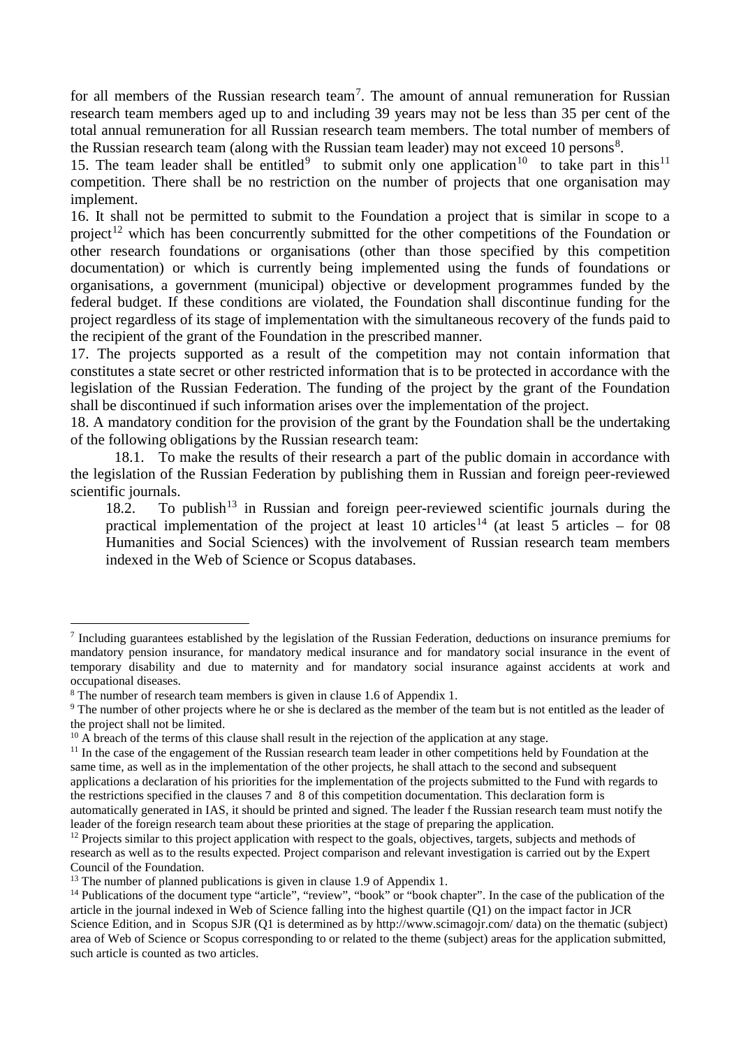for all members of the Russian research team[7]. The amount of annual remuneration for Russian research team members aged up to and including 39 years may not be less than 35 per cent of the total annual remuneration for all Russian research team members. The total number of members of the Russian research team (along with the Russian team leader) may not exceed 10 persons[8].

15. The team leader shall be entitled[9] to submit only one application[10] to take part in this[11] competition. There shall be no restriction on the number of projects that one organisation may implement.

16. It shall not be permitted to submit to the Foundation a project that is similar in scope to a project[12] which has been concurrently submitted for the other competitions of the Foundation or other research foundations or organisations (other than those specified by this competition documentation) or which is currently being implemented using the funds of foundations or organisations, a government (municipal) objective or development programmes funded by the federal budget. If these conditions are violated, the Foundation shall discontinue funding for the project regardless of its stage of implementation with the simultaneous recovery of the funds paid to the recipient of the grant of the Foundation in the prescribed manner.

17. The projects supported as a result of the competition may not contain information that constitutes a state secret or other restricted information that is to be protected in accordance with the legislation of the Russian Federation. The funding of the project by the grant of the Foundation shall be discontinued if such information arises over the implementation of the project.

18. A mandatory condition for the provision of the grant by the Foundation shall be the undertaking of the following obligations by the Russian research team:

18.1. To make the results of their research a part of the public domain in accordance with the legislation of the Russian Federation by publishing them in Russian and foreign peer-reviewed scientific journals.

18.2. To publish[13] in Russian and foreign peer-reviewed scientific journals during the practical implementation of the project at least 10 articles[14] (at least 5 articles – for 08 Humanities and Social Sciences) with the involvement of Russian research team members indexed in the Web of Science or Scopus databases.

---

[7] Including guarantees established by the legislation of the Russian Federation, deductions on insurance premiums for mandatory pension insurance, for mandatory medical insurance and for mandatory social insurance in the event of temporary disability and due to maternity and for mandatory social insurance against accidents at work and occupational diseases.

[8] The number of research team members is given in clause 1.6 of Appendix 1.

[9] The number of other projects where he or she is declared as the member of the team but is not entitled as the leader of the project shall not be limited.

[10] A breach of the terms of this clause shall result in the rejection of the application at any stage.

[11] In the case of the engagement of the Russian research team leader in other competitions held by Foundation at the same time, as well as in the implementation of the other projects, he shall attach to the second and subsequent applications a declaration of his priorities for the implementation of the projects submitted to the Fund with regards to the restrictions specified in the clauses 7 and 8 of this competition documentation. This declaration form is automatically generated in IAS, it should be printed and signed. The leader f the Russian research team must notify the leader of the foreign research team about these priorities at the stage of preparing the application.

[12] Projects similar to this project application with respect to the goals, objectives, targets, subjects and methods of research as well as to the results expected. Project comparison and relevant investigation is carried out by the Expert Council of the Foundation.

[13] The number of planned publications is given in clause 1.9 of Appendix 1.

[14] Publications of the document type "article", "review", "book" or "book chapter". In the case of the publication of the article in the journal indexed in Web of Science falling into the highest quartile (Q1) on the impact factor in JCR Science Edition, and in Scopus SJR (Q1 is determined as by http://www.scimagojr.com/ data) on the thematic (subject) area of Web of Science or Scopus corresponding to or related to the theme (subject) areas for the application submitted, such article is counted as two articles.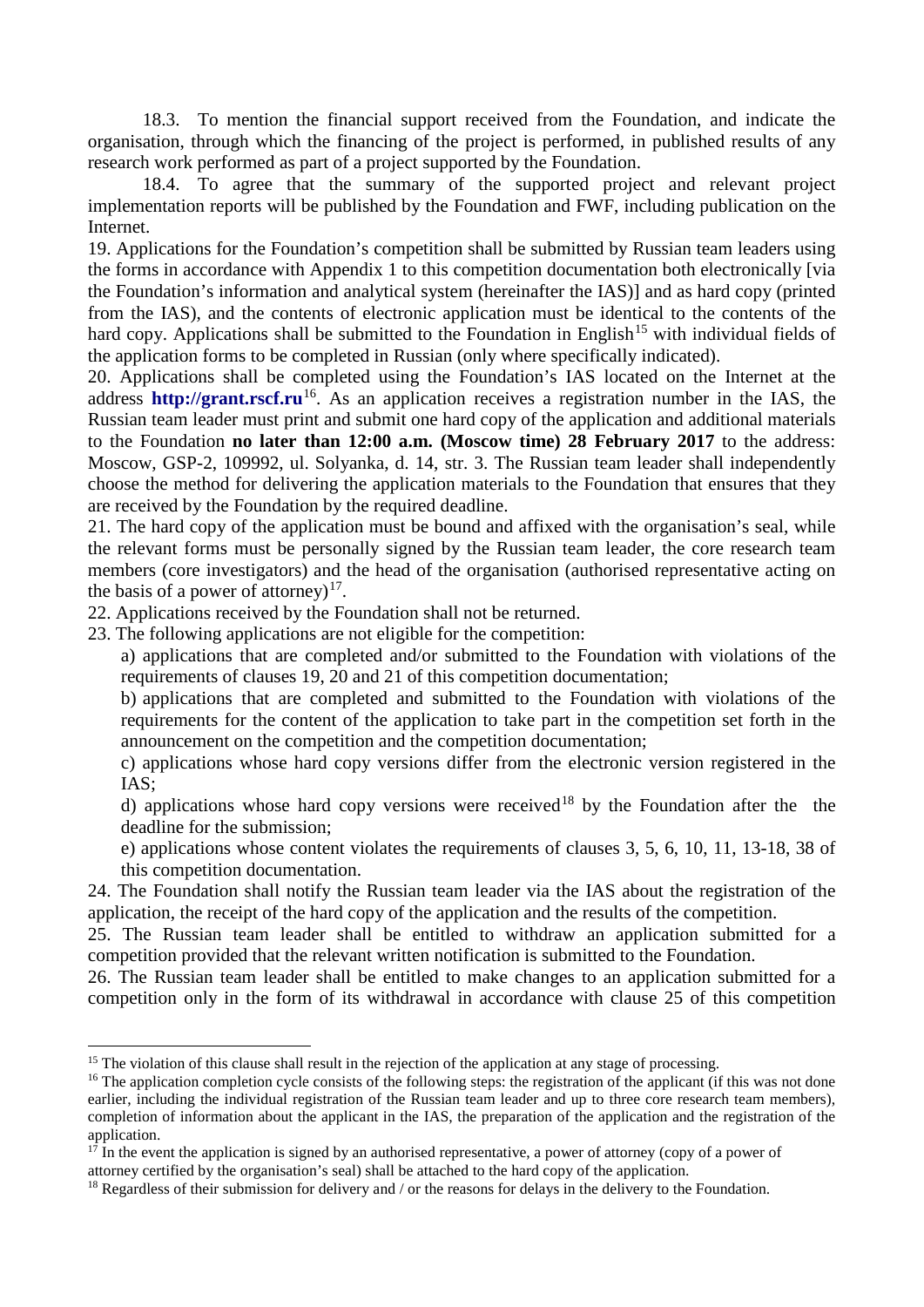18.3. To mention the financial support received from the Foundation, and indicate the organisation, through which the financing of the project is performed, in published results of any research work performed as part of a project supported by the Foundation.

18.4. To agree that the summary of the supported project and relevant project implementation reports will be published by the Foundation and FWF, including publication on the Internet.

19. Applications for the Foundation's competition shall be submitted by Russian team leaders using the forms in accordance with Appendix 1 to this competition documentation both electronically [via the Foundation's information and analytical system (hereinafter the IAS)] and as hard copy (printed from the IAS), and the contents of electronic application must be identical to the contents of the hard copy. Applications shall be submitted to the Foundation in English[15] with individual fields of the application forms to be completed in Russian (only where specifically indicated).

20. Applications shall be completed using the Foundation's IAS located on the Internet at the address **http://grant.rscf.ru**[16]. As an application receives a registration number in the IAS, the Russian team leader must print and submit one hard copy of the application and additional materials to the Foundation **no later than 12:00 a.m. (Moscow time) 28 February 2017** to the address: Moscow, GSP-2, 109992, ul. Solyanka, d. 14, str. 3. The Russian team leader shall independently choose the method for delivering the application materials to the Foundation that ensures that they are received by the Foundation by the required deadline.

21. The hard copy of the application must be bound and affixed with the organisation's seal, while the relevant forms must be personally signed by the Russian team leader, the core research team members (core investigators) and the head of the organisation (authorised representative acting on the basis of a power of attorney)[17].

22. Applications received by the Foundation shall not be returned.

23. The following applications are not eligible for the competition:

a) applications that are completed and/or submitted to the Foundation with violations of the requirements of clauses 19, 20 and 21 of this competition documentation;

b) applications that are completed and submitted to the Foundation with violations of the requirements for the content of the application to take part in the competition set forth in the announcement on the competition and the competition documentation;

c) applications whose hard copy versions differ from the electronic version registered in the IAS;

d) applications whose hard copy versions were received[18] by the Foundation after the the deadline for the submission;

e) applications whose content violates the requirements of clauses 3, 5, 6, 10, 11, 13-18, 38 of this competition documentation.

24. The Foundation shall notify the Russian team leader via the IAS about the registration of the application, the receipt of the hard copy of the application and the results of the competition.

25. The Russian team leader shall be entitled to withdraw an application submitted for a competition provided that the relevant written notification is submitted to the Foundation.

26. The Russian team leader shall be entitled to make changes to an application submitted for a competition only in the form of its withdrawal in accordance with clause 25 of this competition

---

[15] The violation of this clause shall result in the rejection of the application at any stage of processing.

[16] The application completion cycle consists of the following steps: the registration of the applicant (if this was not done earlier, including the individual registration of the Russian team leader and up to three core research team members), completion of information about the applicant in the IAS, the preparation of the application and the registration of the application.

[17] In the event the application is signed by an authorised representative, a power of attorney (copy of a power of attorney certified by the organisation's seal) shall be attached to the hard copy of the application.

[18] Regardless of their submission for delivery and / or the reasons for delays in the delivery to the Foundation.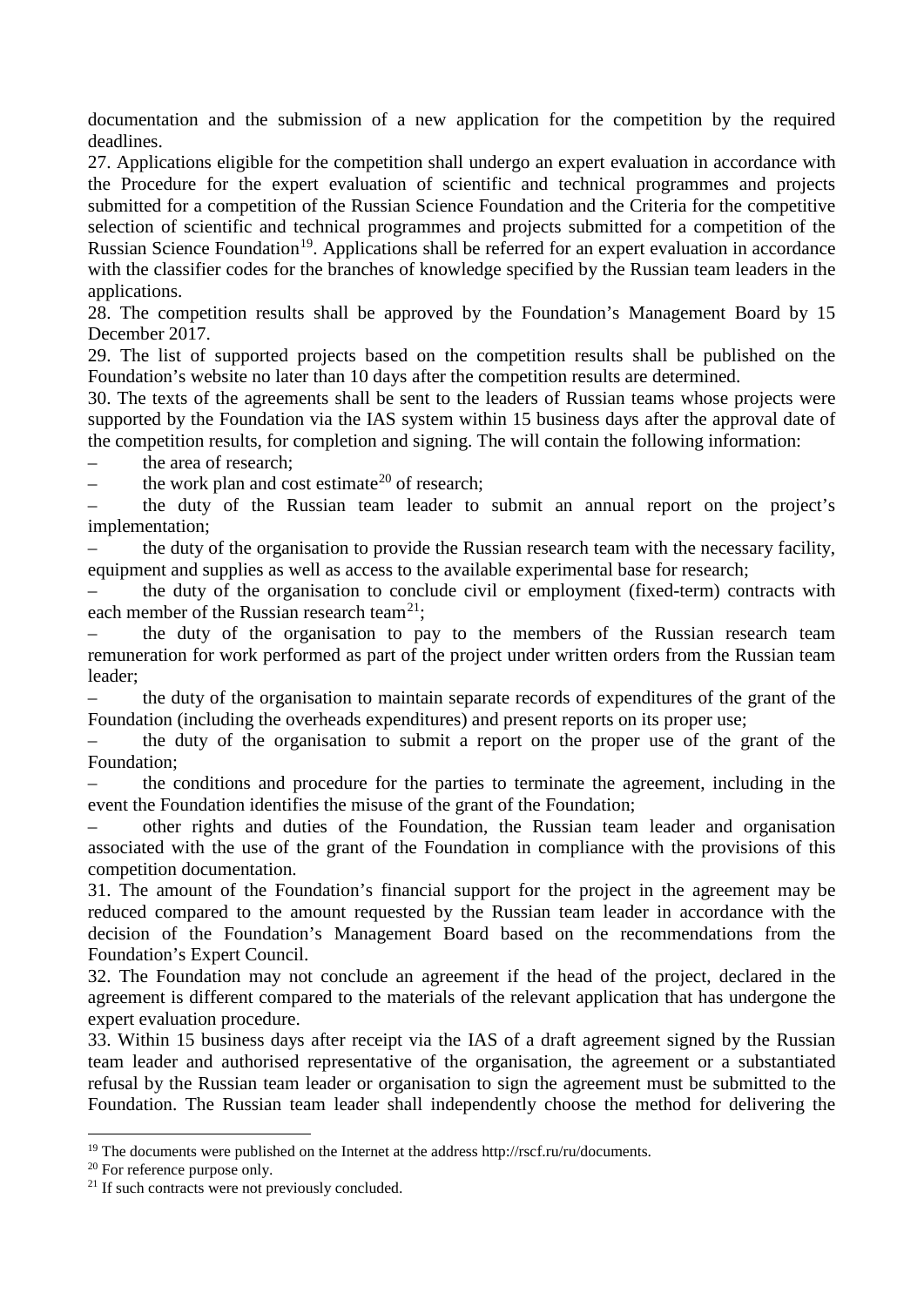documentation and the submission of a new application for the competition by the required deadlines.

27. Applications eligible for the competition shall undergo an expert evaluation in accordance with the Procedure for the expert evaluation of scientific and technical programmes and projects submitted for a competition of the Russian Science Foundation and the Criteria for the competitive selection of scientific and technical programmes and projects submitted for a competition of the Russian Science Foundation[19]. Applications shall be referred for an expert evaluation in accordance with the classifier codes for the branches of knowledge specified by the Russian team leaders in the applications.

28. The competition results shall be approved by the Foundation's Management Board by 15 December 2017.

29. The list of supported projects based on the competition results shall be published on the Foundation's website no later than 10 days after the competition results are determined.

30. The texts of the agreements shall be sent to the leaders of Russian teams whose projects were supported by the Foundation via the IAS system within 15 business days after the approval date of the competition results, for completion and signing. The will contain the following information:

– the area of research;

– the work plan and cost estimate[20] of research;

– the duty of the Russian team leader to submit an annual report on the project's implementation;

– the duty of the organisation to provide the Russian research team with the necessary facility, equipment and supplies as well as access to the available experimental base for research;

– the duty of the organisation to conclude civil or employment (fixed-term) contracts with each member of the Russian research team[21];

– the duty of the organisation to pay to the members of the Russian research team remuneration for work performed as part of the project under written orders from the Russian team leader;

– the duty of the organisation to maintain separate records of expenditures of the grant of the Foundation (including the overheads expenditures) and present reports on its proper use;

– the duty of the organisation to submit a report on the proper use of the grant of the Foundation;

– the conditions and procedure for the parties to terminate the agreement, including in the event the Foundation identifies the misuse of the grant of the Foundation;

– other rights and duties of the Foundation, the Russian team leader and organisation associated with the use of the grant of the Foundation in compliance with the provisions of this competition documentation.

31. The amount of the Foundation's financial support for the project in the agreement may be reduced compared to the amount requested by the Russian team leader in accordance with the decision of the Foundation's Management Board based on the recommendations from the Foundation's Expert Council.

32. The Foundation may not conclude an agreement if the head of the project, declared in the agreement is different compared to the materials of the relevant application that has undergone the expert evaluation procedure.

33. Within 15 business days after receipt via the IAS of a draft agreement signed by the Russian team leader and authorised representative of the organisation, the agreement or a substantiated refusal by the Russian team leader or organisation to sign the agreement must be submitted to the Foundation. The Russian team leader shall independently choose the method for delivering the

---

[19] The documents were published on the Internet at the address http://rscf.ru/ru/documents.

[20] For reference purpose only.

[21] If such contracts were not previously concluded.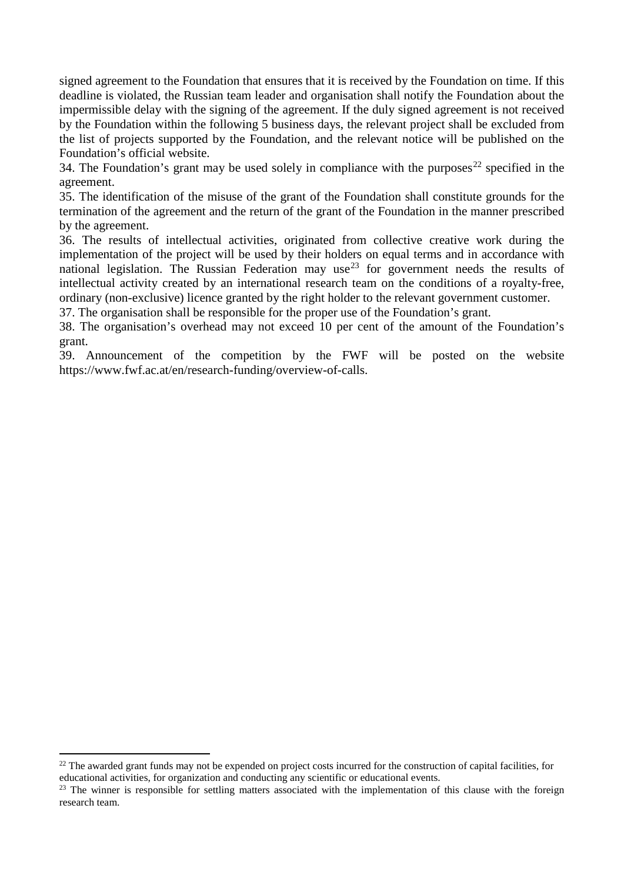signed agreement to the Foundation that ensures that it is received by the Foundation on time. If this deadline is violated, the Russian team leader and organisation shall notify the Foundation about the impermissible delay with the signing of the agreement. If the duly signed agreement is not received by the Foundation within the following 5 business days, the relevant project shall be excluded from the list of projects supported by the Foundation, and the relevant notice will be published on the Foundation's official website.

34. The Foundation's grant may be used solely in compliance with the purposes[22] specified in the agreement.

35. The identification of the misuse of the grant of the Foundation shall constitute grounds for the termination of the agreement and the return of the grant of the Foundation in the manner prescribed by the agreement.

36. The results of intellectual activities, originated from collective creative work during the implementation of the project will be used by their holders on equal terms and in accordance with national legislation. The Russian Federation may use[23] for government needs the results of intellectual activity created by an international research team on the conditions of a royalty-free, ordinary (non-exclusive) licence granted by the right holder to the relevant government customer.

37. The organisation shall be responsible for the proper use of the Foundation's grant.

38. The organisation's overhead may not exceed 10 per cent of the amount of the Foundation's grant.

39. Announcement of the competition by the FWF will be posted on the website https://www.fwf.ac.at/en/research-funding/overview-of-calls.

---

[22] The awarded grant funds may not be expended on project costs incurred for the construction of capital facilities, for educational activities, for organization and conducting any scientific or educational events.

[23] The winner is responsible for settling matters associated with the implementation of this clause with the foreign research team.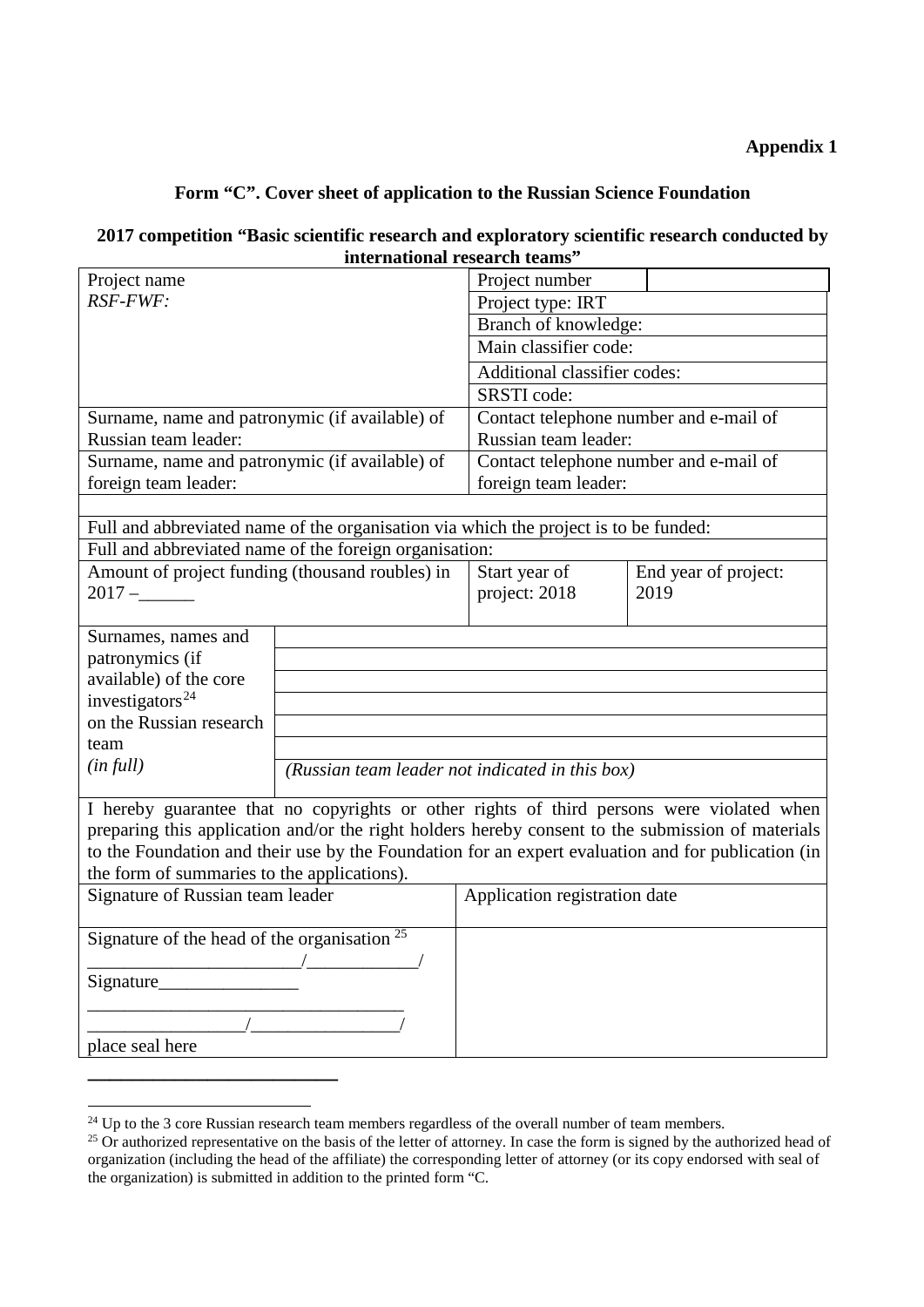**Appendix 1**

## Form "C". Cover sheet of application to the Russian Science Foundation

**2017 competition "Basic scientific research and exploratory scientific research conducted by international research teams"**

| Project name<br>*RSF-FWF:* | | Project number | |
|---|---|---|---|
| | | Project type: IRT | |
| | | Branch of knowledge: | |
| | | Main classifier code: | |
| | | Additional classifier codes: | |
| | | SRSTI code: | |
| Surname, name and patronymic (if available) of Russian team leader: | | Contact telephone number and e-mail of Russian team leader: | |
| Surname, name and patronymic (if available) of foreign team leader: | | Contact telephone number and e-mail of foreign team leader: | |
| | | | |
| Full and abbreviated name of the organisation via which the project is to be funded: | | | |
| Full and abbreviated name of the foreign organisation: | | | |
| Amount of project funding (thousand roubles) in 2017 –______ | | Start year of project: 2018 | End year of project: 2019 |
| Surnames, names and patronymics (if available) of the core investigators[24] on the Russian research team *(in full)* | | | |
| | | | |
| | | | |
| | | | |
| | | | |
| | | | |
| | *(Russian team leader not indicated in this box)* | | |
| I hereby guarantee that no copyrights or other rights of third persons were violated when preparing this application and/or the right holders hereby consent to the submission of materials to the Foundation and their use by the Foundation for an expert evaluation and for publication (in the form of summaries to the applications). | | | |
| Signature of Russian team leader | | Application registration date | |
| Signature of the head of the organisation [25]<br>_______________________/____________/<br>Signature_______________<br>_________________________________<br>_________________/________________/<br>place seal here | | | |

[24] Up to the 3 core Russian research team members regardless of the overall number of team members.

[25] Or authorized representative on the basis of the letter of attorney. In case the form is signed by the authorized head of organization (including the head of the affiliate) the corresponding letter of attorney (or its copy endorsed with seal of the organization) is submitted in addition to the printed form "C.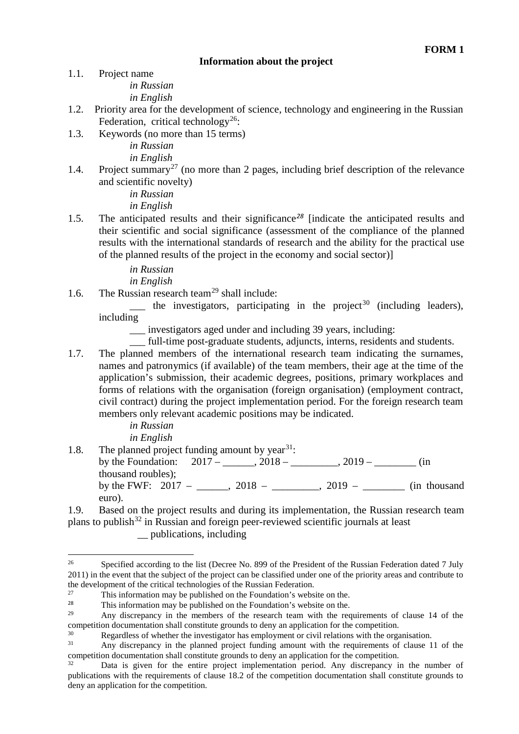**FORM 1**

## Information about the project

1.1. Project name

*in Russian*

*in English*

1.2. Priority area for the development of science, technology and engineering in the Russian Federation, critical technology[26]:

1.3. Keywords (no more than 15 terms)

*in Russian*

*in English*

1.4. Project summary[27] (no more than 2 pages, including brief description of the relevance and scientific novelty)

*in Russian*

*in English*

1.5. The anticipated results and their significance[28] [indicate the anticipated results and their scientific and social significance (assessment of the compliance of the planned results with the international standards of research and the ability for the practical use of the planned results of the project in the economy and social sector)]

*in Russian*

*in English*

1.6. The Russian research team[29] shall include:

___ the investigators, participating in the project[30] (including leaders), including

___ investigators aged under and including 39 years, including:

___ full-time post-graduate students, adjuncts, interns, residents and students.

1.7. The planned members of the international research team indicating the surnames, names and patronymics (if available) of the team members, their age at the time of the application's submission, their academic degrees, positions, primary workplaces and forms of relations with the organisation (foreign organisation) (employment contract, civil contract) during the project implementation period. For the foreign research team members only relevant academic positions may be indicated.

*in Russian*

*in English*

1.8. The planned project funding amount by year[31]:

by the Foundation: 2017 – ______, 2018 – _________, 2019 – ________ (in thousand roubles);

by the FWF: 2017 – ______, 2018 – _________, 2019 – ________ (in thousand euro).

1.9. Based on the project results and during its implementation, the Russian research team plans to publish[32] in Russian and foreign peer-reviewed scientific journals at least

__ publications, including

---

[26] Specified according to the list (Decree No. 899 of the President of the Russian Federation dated 7 July 2011) in the event that the subject of the project can be classified under one of the priority areas and contribute to the development of the critical technologies of the Russian Federation.

[27] This information may be published on the Foundation's website on the.

[28] This information may be published on the Foundation's website on the.

[29] Any discrepancy in the members of the research team with the requirements of clause 14 of the competition documentation shall constitute grounds to deny an application for the competition.

[30] Regardless of whether the investigator has employment or civil relations with the organisation.

[31] Any discrepancy in the planned project funding amount with the requirements of clause 11 of the competition documentation shall constitute grounds to deny an application for the competition.

[32] Data is given for the entire project implementation period. Any discrepancy in the number of publications with the requirements of clause 18.2 of the competition documentation shall constitute grounds to deny an application for the competition.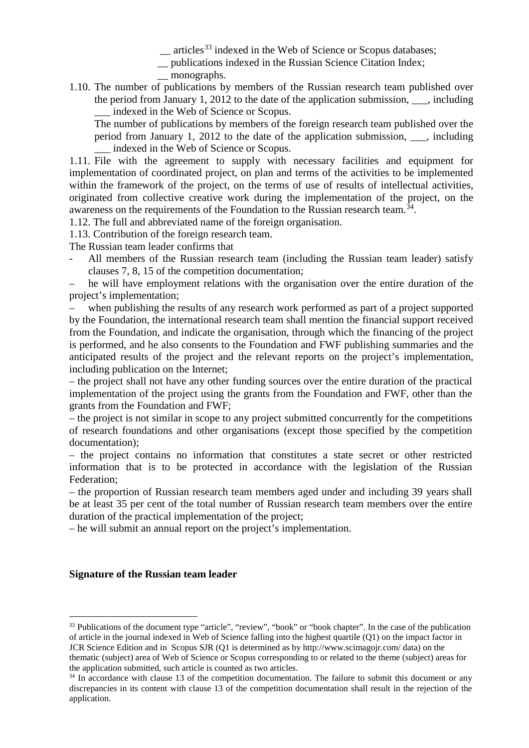__ articles[33] indexed in the Web of Science or Scopus databases;
__ publications indexed in the Russian Science Citation Index;
__ monographs.

1.10. The number of publications by members of the Russian research team published over the period from January 1, 2012 to the date of the application submission, ___, including ___ indexed in the Web of Science or Scopus.
The number of publications by members of the foreign research team published over the period from January 1, 2012 to the date of the application submission, ___, including ___ indexed in the Web of Science or Scopus.

1.11. File with the agreement to supply with necessary facilities and equipment for implementation of coordinated project, on plan and terms of the activities to be implemented within the framework of the project, on the terms of use of results of intellectual activities, originated from collective creative work during the implementation of the project, on the awareness on the requirements of the Foundation to the Russian research team.[34].

1.12. The full and abbreviated name of the foreign organisation.

1.13. Contribution of the foreign research team.

The Russian team leader confirms that

- All members of the Russian research team (including the Russian team leader) satisfy clauses 7, 8, 15 of the competition documentation;
– he will have employment relations with the organisation over the entire duration of the project's implementation;
– when publishing the results of any research work performed as part of a project supported by the Foundation, the international research team shall mention the financial support received from the Foundation, and indicate the organisation, through which the financing of the project is performed, and he also consents to the Foundation and FWF publishing summaries and the anticipated results of the project and the relevant reports on the project's implementation, including publication on the Internet;
– the project shall not have any other funding sources over the entire duration of the practical implementation of the project using the grants from the Foundation and FWF, other than the grants from the Foundation and FWF;
– the project is not similar in scope to any project submitted concurrently for the competitions of research foundations and other organisations (except those specified by the competition documentation);
– the project contains no information that constitutes a state secret or other restricted information that is to be protected in accordance with the legislation of the Russian Federation;
– the proportion of Russian research team members aged under and including 39 years shall be at least 35 per cent of the total number of Russian research team members over the entire duration of the practical implementation of the project;
– he will submit an annual report on the project's implementation.

**Signature of the Russian team leader**

---

[33] Publications of the document type "article", "review", "book" or "book chapter". In the case of the publication of article in the journal indexed in Web of Science falling into the highest quartile (Q1) on the impact factor in JCR Science Edition and in Scopus SJR (Q1 is determined as by http://www.scimagojr.com/ data) on the thematic (subject) area of Web of Science or Scopus corresponding to or related to the theme (subject) areas for the application submitted, such article is counted as two articles.

[34] In accordance with clause 13 of the competition documentation. The failure to submit this document or any discrepancies in its content with clause 13 of the competition documentation shall result in the rejection of the application.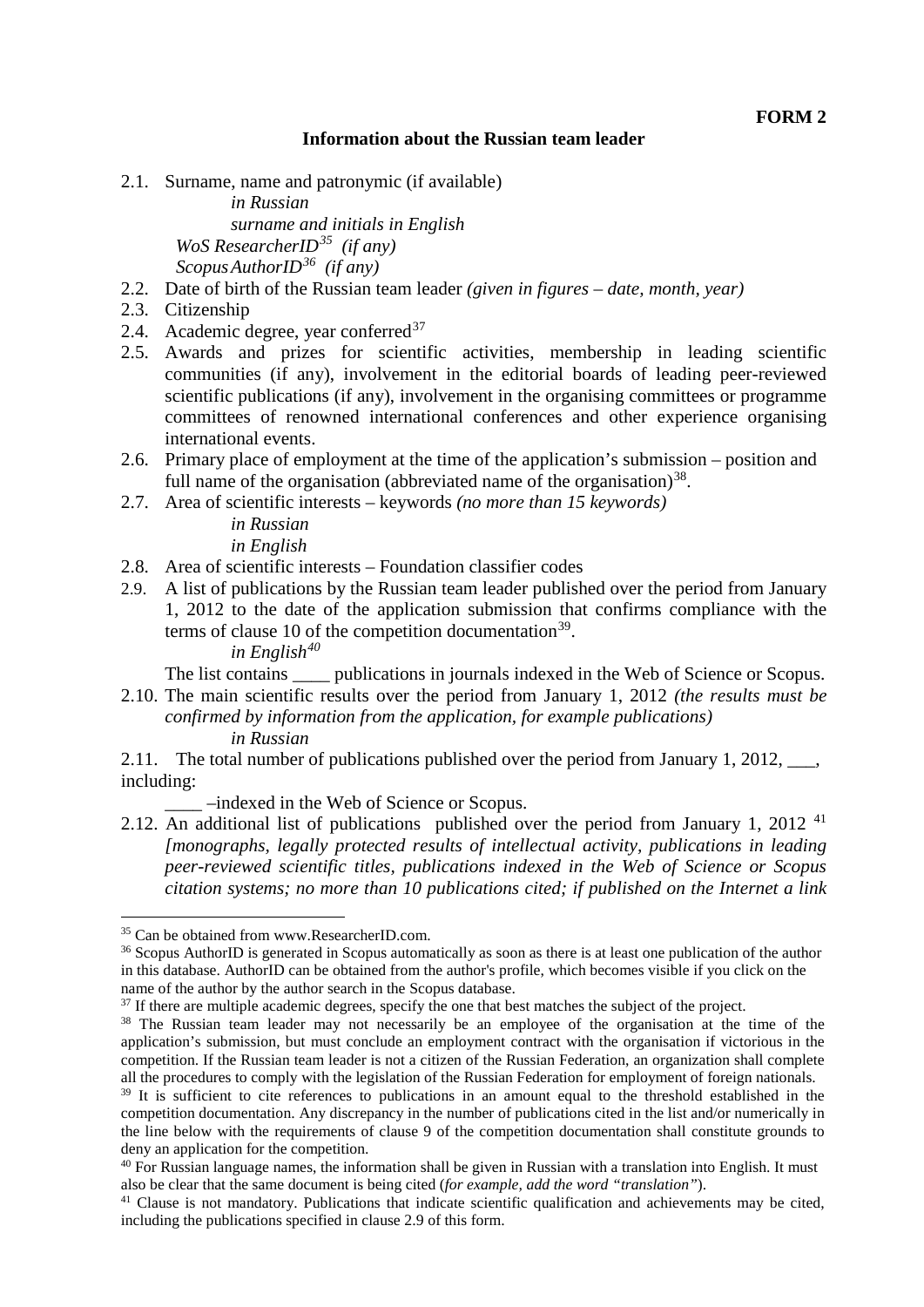**FORM 2**

**Information about the Russian team leader**

2.1. Surname, name and patronymic (if available)

*in Russian*

*surname and initials in English*

*WoS ResearcherID*[35] *(if any)*

*Scopus AuthorID*[36] *(if any)*

2.2. Date of birth of the Russian team leader *(given in figures – date, month, year)*

2.3. Citizenship

2.4. Academic degree, year conferred[37]

2.5. Awards and prizes for scientific activities, membership in leading scientific communities (if any), involvement in the editorial boards of leading peer-reviewed scientific publications (if any), involvement in the organising committees or programme committees of renowned international conferences and other experience organising international events.

2.6. Primary place of employment at the time of the application's submission – position and full name of the organisation (abbreviated name of the organisation)[38].

2.7. Area of scientific interests – keywords *(no more than 15 keywords)*

*in Russian*

*in English*

2.8. Area of scientific interests – Foundation classifier codes

2.9. A list of publications by the Russian team leader published over the period from January 1, 2012 to the date of the application submission that confirms compliance with the terms of clause 10 of the competition documentation[39].

*in English*[40]

The list contains ____ publications in journals indexed in the Web of Science or Scopus.

2.10. The main scientific results over the period from January 1, 2012 *(the results must be confirmed by information from the application, for example publications)*

*in Russian*

2.11. The total number of publications published over the period from January 1, 2012, ___, including:

____ –indexed in the Web of Science or Scopus.

2.12. An additional list of publications published over the period from January 1, 2012 [41] *[monographs, legally protected results of intellectual activity, publications in leading peer-reviewed scientific titles, publications indexed in the Web of Science or Scopus citation systems; no more than 10 publications cited; if published on the Internet a link*

---

[35] Can be obtained from www.ResearcherID.com.

[36] Scopus AuthorID is generated in Scopus automatically as soon as there is at least one publication of the author in this database. AuthorID can be obtained from the author's profile, which becomes visible if you click on the name of the author by the author search in the Scopus database.

[37] If there are multiple academic degrees, specify the one that best matches the subject of the project.

[38] The Russian team leader may not necessarily be an employee of the organisation at the time of the application's submission, but must conclude an employment contract with the organisation if victorious in the competition. If the Russian team leader is not a citizen of the Russian Federation, an organization shall complete all the procedures to comply with the legislation of the Russian Federation for employment of foreign nationals.

[39] It is sufficient to cite references to publications in an amount equal to the threshold established in the competition documentation. Any discrepancy in the number of publications cited in the list and/or numerically in the line below with the requirements of clause 9 of the competition documentation shall constitute grounds to deny an application for the competition.

[40] For Russian language names, the information shall be given in Russian with a translation into English. It must also be clear that the same document is being cited (*for example, add the word "translation"*).

[41] Clause is not mandatory. Publications that indicate scientific qualification and achievements may be cited, including the publications specified in clause 2.9 of this form.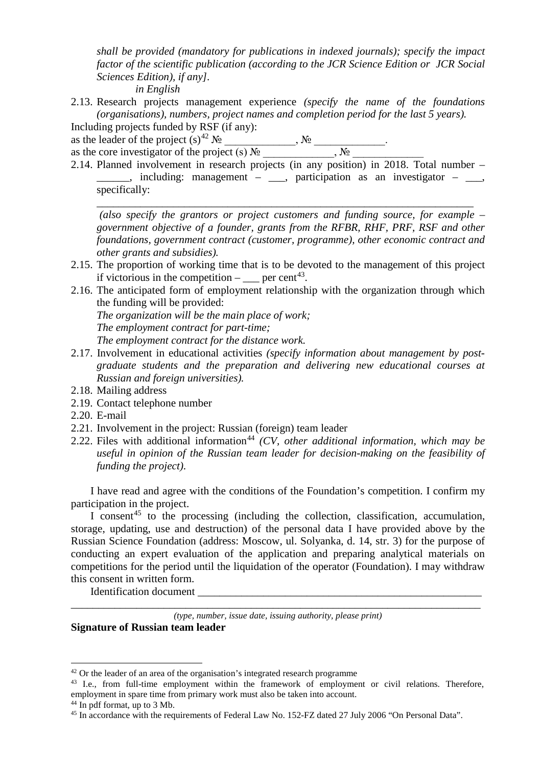*shall be provided (mandatory for publications in indexed journals); specify the impact factor of the scientific publication (according to the JCR Science Edition or JCR Social Sciences Edition), if any].*

*in English*

2.13. Research projects management experience *(specify the name of the foundations (organisations), numbers, project names and completion period for the last 5 years).*

Including projects funded by RSF (if any):

as the leader of the project (s)[42] № _____________, № _____________.

as the core investigator of the project (s) № _____________, № _____________

2.14. Planned involvement in research projects (in any position) in 2018. Total number – ______, including: management – ___, participation as an investigator – ___, specifically:

_____________________________________________________________________

*(also specify the grantors or project customers and funding source, for example – government objective of a founder, grants from the RFBR, RHF, PRF, RSF and other foundations, government contract (customer, programme), other economic contract and other grants and subsidies).*

2.15. The proportion of working time that is to be devoted to the management of this project if victorious in the competition – ___ per cent[43].

2.16. The anticipated form of employment relationship with the organization through which the funding will be provided:

*The organization will be the main place of work;*

*The employment contract for part-time;*

*The employment contract for the distance work.*

2.17. Involvement in educational activities *(specify information about management by post-graduate students and the preparation and delivering new educational courses at Russian and foreign universities).*

2.18. Mailing address

2.19. Contact telephone number

2.20. E-mail

2.21. Involvement in the project: Russian (foreign) team leader

2.22. Files with additional information[44] *(CV, other additional information, which may be useful in opinion of the Russian team leader for decision-making on the feasibility of funding the project).*

I have read and agree with the conditions of the Foundation's competition. I confirm my participation in the project.

I consent[45] to the processing (including the collection, classification, accumulation, storage, updating, use and destruction) of the personal data I have provided above by the Russian Science Foundation (address: Moscow, ul. Solyanka, d. 14, str. 3) for the purpose of conducting an expert evaluation of the application and preparing analytical materials on competitions for the period until the liquidation of the operator (Foundation). I may withdraw this consent in written form.

Identification document _______________________________________________________

_____________________________________________________________________________

*(type, number, issue date, issuing authority, please print)*

**Signature of Russian team leader**

---

[42] Or the leader of an area of the organisation's integrated research programme

[43] I.e., from full-time employment within the framework of employment or civil relations. Therefore, employment in spare time from primary work must also be taken into account.

[44] In pdf format, up to 3 Mb.

[45] In accordance with the requirements of Federal Law No. 152-FZ dated 27 July 2006 "On Personal Data".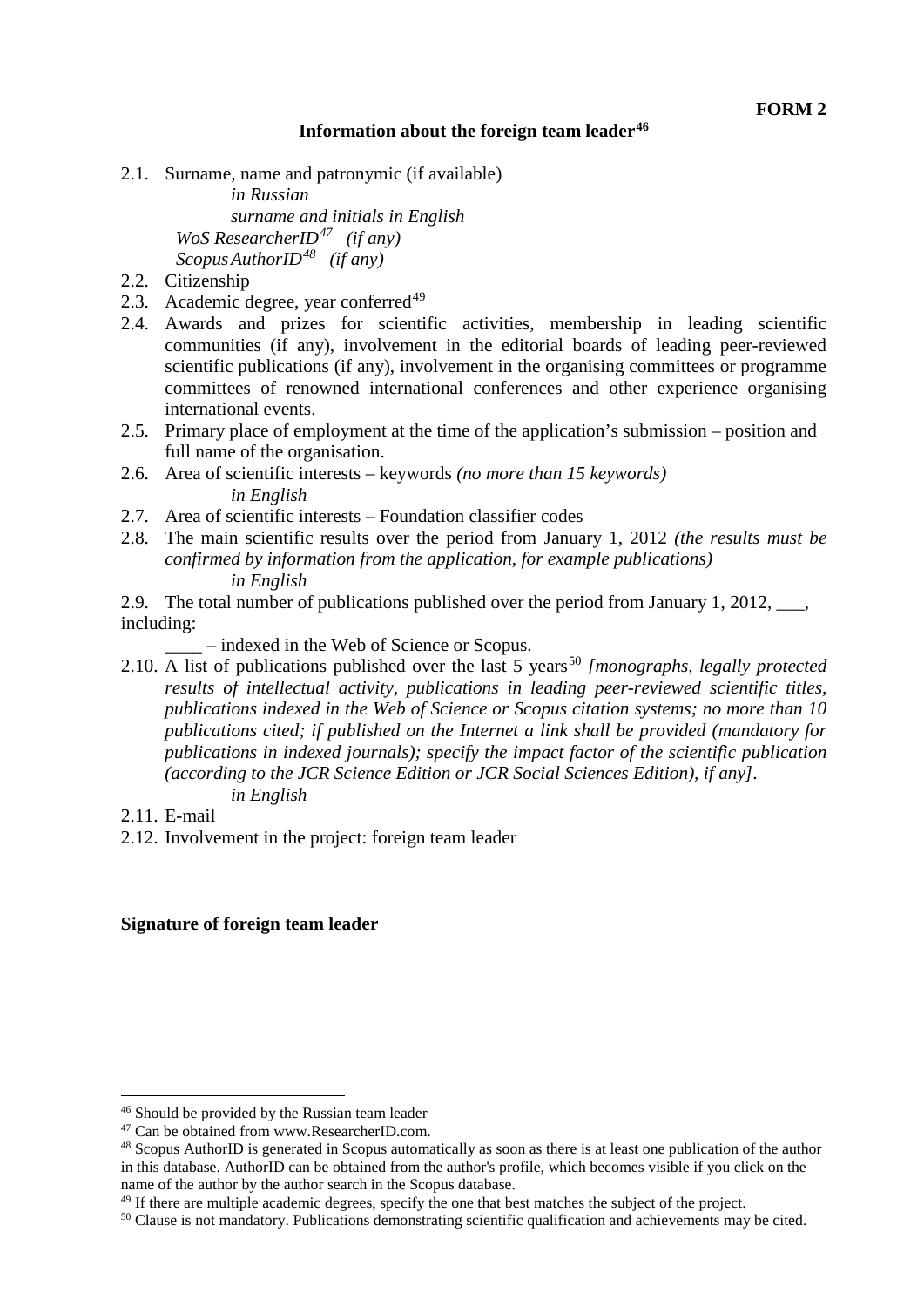**FORM 2**

## Information about the foreign team leader[46]

2.1. Surname, name and patronymic (if available)

*in Russian*

*surname and initials in English*

*WoS ResearcherID[47] (if any)*

*Scopus AuthorID[48] (if any)*

2.2. Citizenship

2.3. Academic degree, year conferred[49]

2.4. Awards and prizes for scientific activities, membership in leading scientific communities (if any), involvement in the editorial boards of leading peer-reviewed scientific publications (if any), involvement in the organising committees or programme committees of renowned international conferences and other experience organising international events.

2.5. Primary place of employment at the time of the application's submission – position and full name of the organisation.

2.6. Area of scientific interests – keywords *(no more than 15 keywords)*

*in English*

2.7. Area of scientific interests – Foundation classifier codes

2.8. The main scientific results over the period from January 1, 2012 *(the results must be confirmed by information from the application, for example publications)*

*in English*

2.9. The total number of publications published over the period from January 1, 2012, ___, including:

____ – indexed in the Web of Science or Scopus.

2.10. A list of publications published over the last 5 years[50] *[monographs, legally protected results of intellectual activity, publications in leading peer-reviewed scientific titles, publications indexed in the Web of Science or Scopus citation systems; no more than 10 publications cited; if published on the Internet a link shall be provided (mandatory for publications in indexed journals); specify the impact factor of the scientific publication (according to the JCR Science Edition or JCR Social Sciences Edition), if any]*.

*in English*

2.11. E-mail

2.12. Involvement in the project: foreign team leader

**Signature of foreign team leader**

---

[46] Should be provided by the Russian team leader

[47] Can be obtained from www.ResearcherID.com.

[48] Scopus AuthorID is generated in Scopus automatically as soon as there is at least one publication of the author in this database. AuthorID can be obtained from the author's profile, which becomes visible if you click on the name of the author by the author search in the Scopus database.

[49] If there are multiple academic degrees, specify the one that best matches the subject of the project.

[50] Clause is not mandatory. Publications demonstrating scientific qualification and achievements may be cited.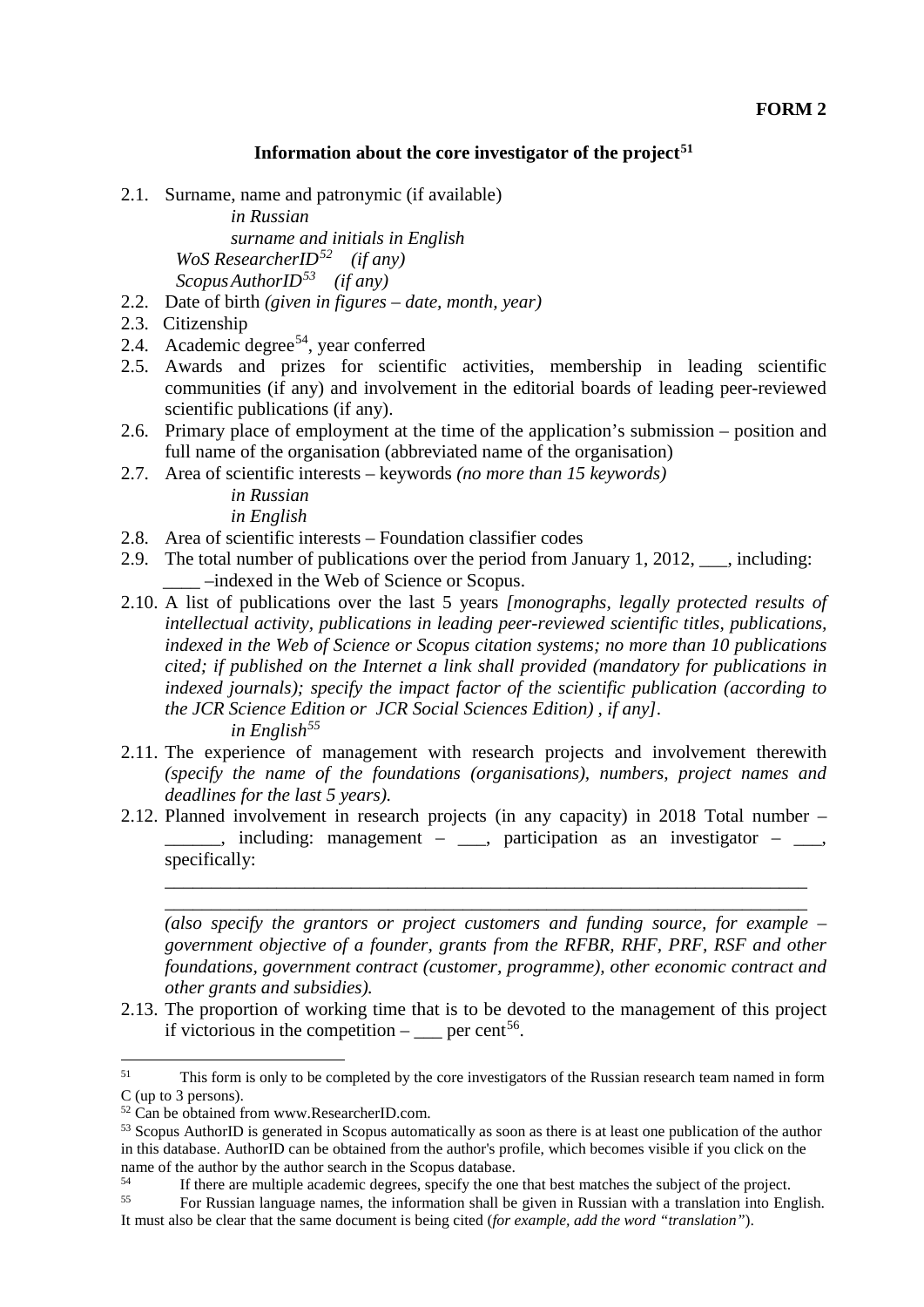**FORM 2**

## Information about the core investigator of the project[51]

2.1. Surname, name and patronymic (if available)

*in Russian*

*surname and initials in English*

*WoS ResearcherID*[52] *(if any)*

*Scopus AuthorID*[53] *(if any)*

2.2. Date of birth *(given in figures – date, month, year)*

2.3. Citizenship

2.4. Academic degree[54], year conferred

2.5. Awards and prizes for scientific activities, membership in leading scientific communities (if any) and involvement in the editorial boards of leading peer-reviewed scientific publications (if any).

2.6. Primary place of employment at the time of the application's submission – position and full name of the organisation (abbreviated name of the organisation)

2.7. Area of scientific interests – keywords *(no more than 15 keywords)*

*in Russian*

*in English*

2.8. Area of scientific interests – Foundation classifier codes

2.9. The total number of publications over the period from January 1, 2012, ___, including: ____ –indexed in the Web of Science or Scopus.

2.10. A list of publications over the last 5 years *[monographs, legally protected results of intellectual activity, publications in leading peer-reviewed scientific titles, publications, indexed in the Web of Science or Scopus citation systems; no more than 10 publications cited; if published on the Internet a link shall provided (mandatory for publications in indexed journals); specify the impact factor of the scientific publication (according to the JCR Science Edition or JCR Social Sciences Edition) , if any]*.

*in English*[55]

2.11. The experience of management with research projects and involvement therewith *(specify the name of the foundations (organisations), numbers, project names and deadlines for the last 5 years).*

2.12. Planned involvement in research projects (in any capacity) in 2018 Total number – ______, including: management – ___, participation as an investigator – ___, specifically:

______________________________________________________________________

______________________________________________________________________

*(also specify the grantors or project customers and funding source, for example – government objective of a founder, grants from the RFBR, RHF, PRF, RSF and other foundations, government contract (customer, programme), other economic contract and other grants and subsidies).*

2.13. The proportion of working time that is to be devoted to the management of this project if victorious in the competition – ___ per cent[56].

---

[51] This form is only to be completed by the core investigators of the Russian research team named in form C (up to 3 persons).

[52] Can be obtained from www.ResearcherID.com.

[53] Scopus AuthorID is generated in Scopus automatically as soon as there is at least one publication of the author in this database. AuthorID can be obtained from the author's profile, which becomes visible if you click on the name of the author by the author search in the Scopus database.

[54] If there are multiple academic degrees, specify the one that best matches the subject of the project.

[55] For Russian language names, the information shall be given in Russian with a translation into English. It must also be clear that the same document is being cited (*for example, add the word "translation"*).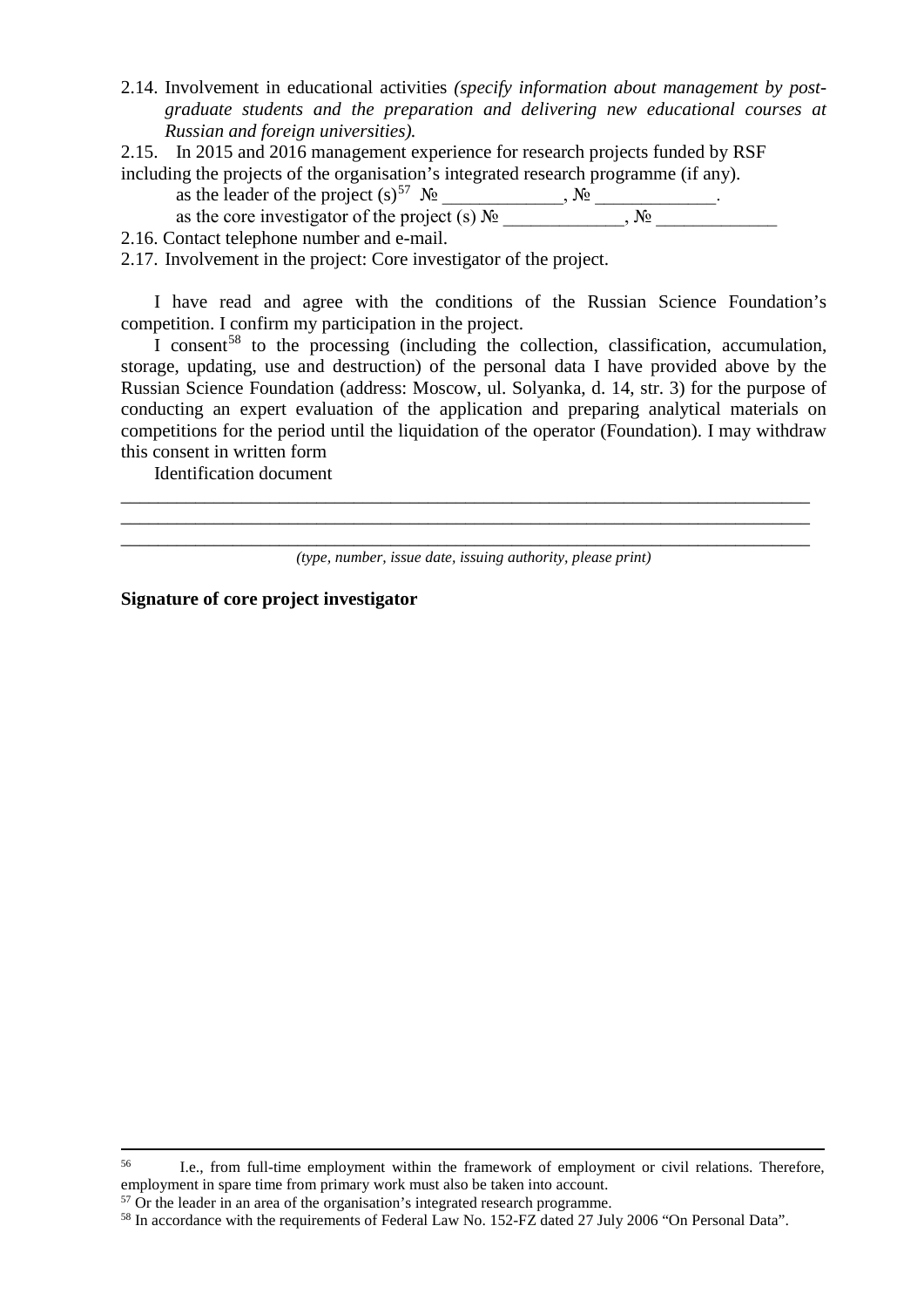2.14. Involvement in educational activities *(specify information about management by post-graduate students and the preparation and delivering new educational courses at Russian and foreign universities).*

2.15. In 2015 and 2016 management experience for research projects funded by RSF including the projects of the organisation's integrated research programme (if any).

as the leader of the project (s)[57] № _____________, № _____________.

as the core investigator of the project (s) № _____________, № _____________

2.16. Contact telephone number and e-mail.

2.17. Involvement in the project: Core investigator of the project.

I have read and agree with the conditions of the Russian Science Foundation's competition. I confirm my participation in the project.

I consent[58] to the processing (including the collection, classification, accumulation, storage, updating, use and destruction) of the personal data I have provided above by the Russian Science Foundation (address: Moscow, ul. Solyanka, d. 14, str. 3) for the purpose of conducting an expert evaluation of the application and preparing analytical materials on competitions for the period until the liquidation of the operator (Foundation). I may withdraw this consent in written form

Identification document

_______________________________________________________________________________

_______________________________________________________________________________

_______________________________________________________________________________

*(type, number, issue date, issuing authority, please print)*

**Signature of core project investigator**

---

[56] I.e., from full-time employment within the framework of employment or civil relations. Therefore, employment in spare time from primary work must also be taken into account.

[57] Or the leader in an area of the organisation's integrated research programme.

[58] In accordance with the requirements of Federal Law No. 152-FZ dated 27 July 2006 "On Personal Data".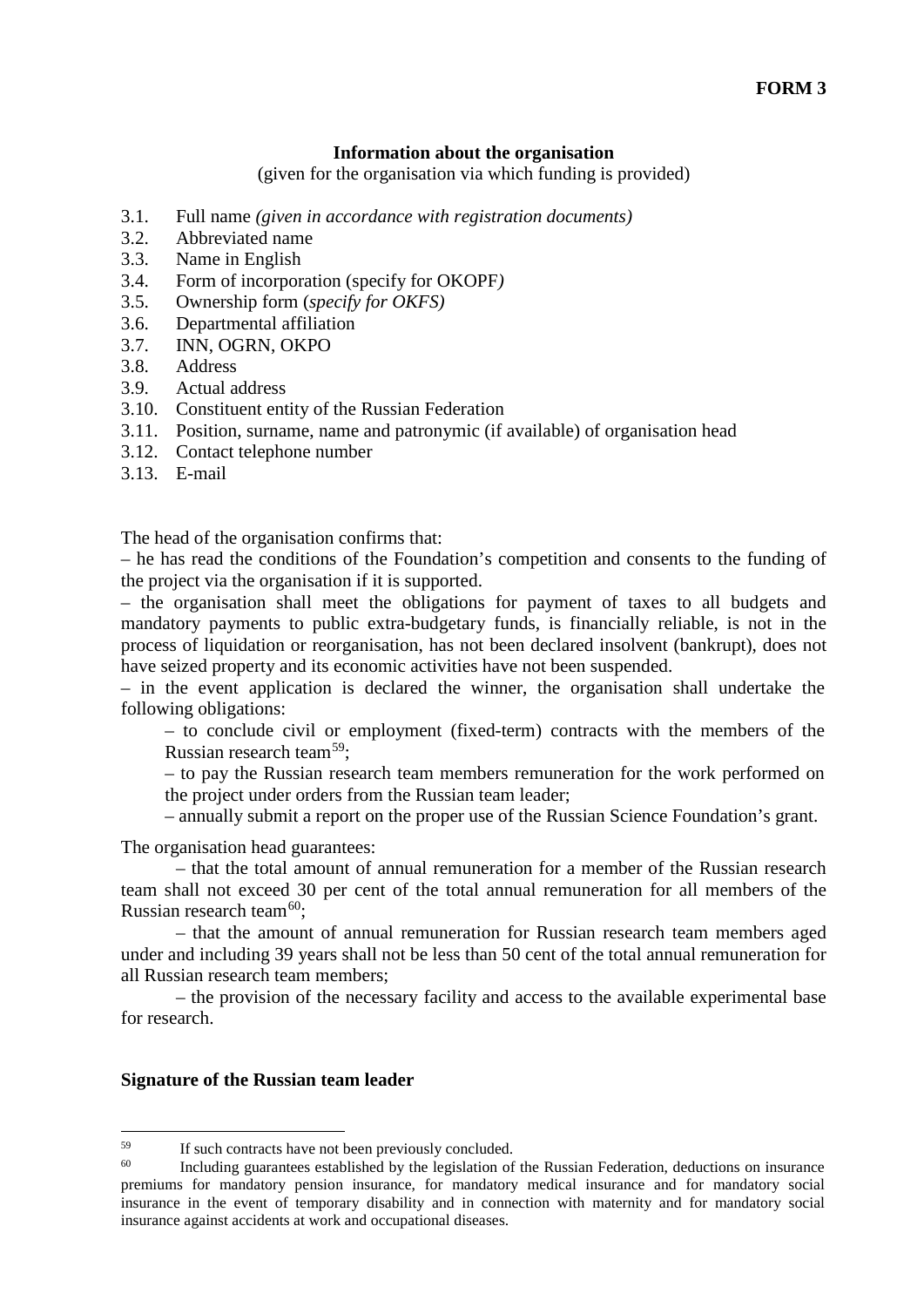**FORM 3**

**Information about the organisation**

(given for the organisation via which funding is provided)

3.1. Full name *(given in accordance with registration documents)*
3.2. Abbreviated name
3.3. Name in English
3.4. Form of incorporation (specify for OKOPF*)*
3.5. Ownership form (*specify for OKFS)*
3.6. Departmental affiliation
3.7. INN, OGRN, OKPO
3.8. Address
3.9. Actual address
3.10. Constituent entity of the Russian Federation
3.11. Position, surname, name and patronymic (if available) of organisation head
3.12. Contact telephone number
3.13. E-mail

The head of the organisation confirms that:

– he has read the conditions of the Foundation's competition and consents to the funding of the project via the organisation if it is supported.

– the organisation shall meet the obligations for payment of taxes to all budgets and mandatory payments to public extra-budgetary funds, is financially reliable, is not in the process of liquidation or reorganisation, has not been declared insolvent (bankrupt), does not have seized property and its economic activities have not been suspended.

– in the event application is declared the winner, the organisation shall undertake the following obligations:

– to conclude civil or employment (fixed-term) contracts with the members of the Russian research team[59];

– to pay the Russian research team members remuneration for the work performed on the project under orders from the Russian team leader;

– annually submit a report on the proper use of the Russian Science Foundation's grant.

The organisation head guarantees:

– that the total amount of annual remuneration for a member of the Russian research team shall not exceed 30 per cent of the total annual remuneration for all members of the Russian research team[60];

– that the amount of annual remuneration for Russian research team members aged under and including 39 years shall not be less than 50 cent of the total annual remuneration for all Russian research team members;

– the provision of the necessary facility and access to the available experimental base for research.

**Signature of the Russian team leader**

---

[59] If such contracts have not been previously concluded.

[60] Including guarantees established by the legislation of the Russian Federation, deductions on insurance premiums for mandatory pension insurance, for mandatory medical insurance and for mandatory social insurance in the event of temporary disability and in connection with maternity and for mandatory social insurance against accidents at work and occupational diseases.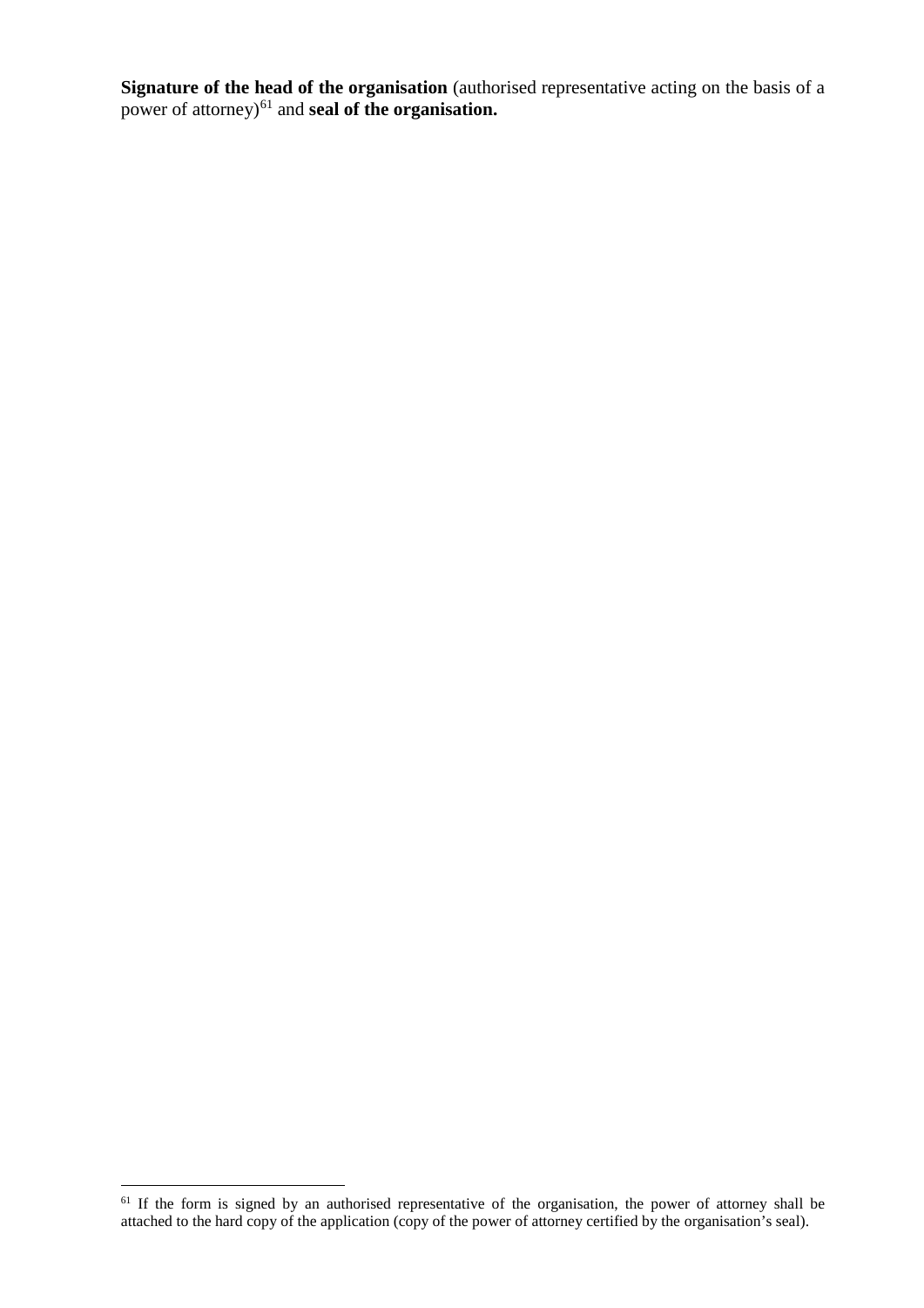**Signature of the head of the organisation** (authorised representative acting on the basis of a power of attorney)[61] and **seal of the organisation.**

[61] If the form is signed by an authorised representative of the organisation, the power of attorney shall be attached to the hard copy of the application (copy of the power of attorney certified by the organisation's seal).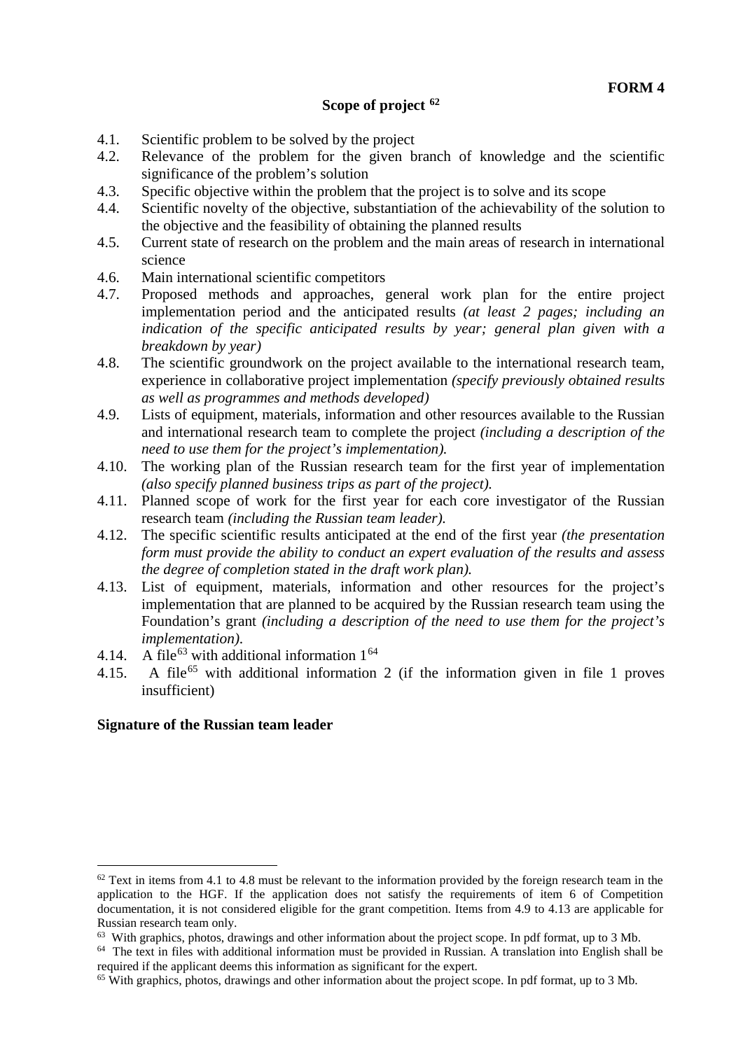**FORM 4**

## Scope of project [62]

4.1. Scientific problem to be solved by the project

4.2. Relevance of the problem for the given branch of knowledge and the scientific significance of the problem's solution

4.3. Specific objective within the problem that the project is to solve and its scope

4.4. Scientific novelty of the objective, substantiation of the achievability of the solution to the objective and the feasibility of obtaining the planned results

4.5. Current state of research on the problem and the main areas of research in international science

4.6. Main international scientific competitors

4.7. Proposed methods and approaches, general work plan for the entire project implementation period and the anticipated results *(at least 2 pages; including an indication of the specific anticipated results by year; general plan given with a breakdown by year)*

4.8. The scientific groundwork on the project available to the international research team, experience in collaborative project implementation *(specify previously obtained results as well as programmes and methods developed)*

4.9. Lists of equipment, materials, information and other resources available to the Russian and international research team to complete the project *(including a description of the need to use them for the project's implementation).*

4.10. The working plan of the Russian research team for the first year of implementation *(also specify planned business trips as part of the project).*

4.11. Planned scope of work for the first year for each core investigator of the Russian research team *(including the Russian team leader).*

4.12. The specific scientific results anticipated at the end of the first year *(the presentation form must provide the ability to conduct an expert evaluation of the results and assess the degree of completion stated in the draft work plan).*

4.13. List of equipment, materials, information and other resources for the project's implementation that are planned to be acquired by the Russian research team using the Foundation's grant *(including a description of the need to use them for the project's implementation)*.

4.14. A file[63] with additional information 1[64]

4.15. A file[65] with additional information 2 (if the information given in file 1 proves insufficient)

**Signature of the Russian team leader**

---

[62] Text in items from 4.1 to 4.8 must be relevant to the information provided by the foreign research team in the application to the HGF. If the application does not satisfy the requirements of item 6 of Competition documentation, it is not considered eligible for the grant competition. Items from 4.9 to 4.13 are applicable for Russian research team only.

[63] With graphics, photos, drawings and other information about the project scope. In pdf format, up to 3 Mb.

[64] The text in files with additional information must be provided in Russian. A translation into English shall be required if the applicant deems this information as significant for the expert.

[65] With graphics, photos, drawings and other information about the project scope. In pdf format, up to 3 Mb.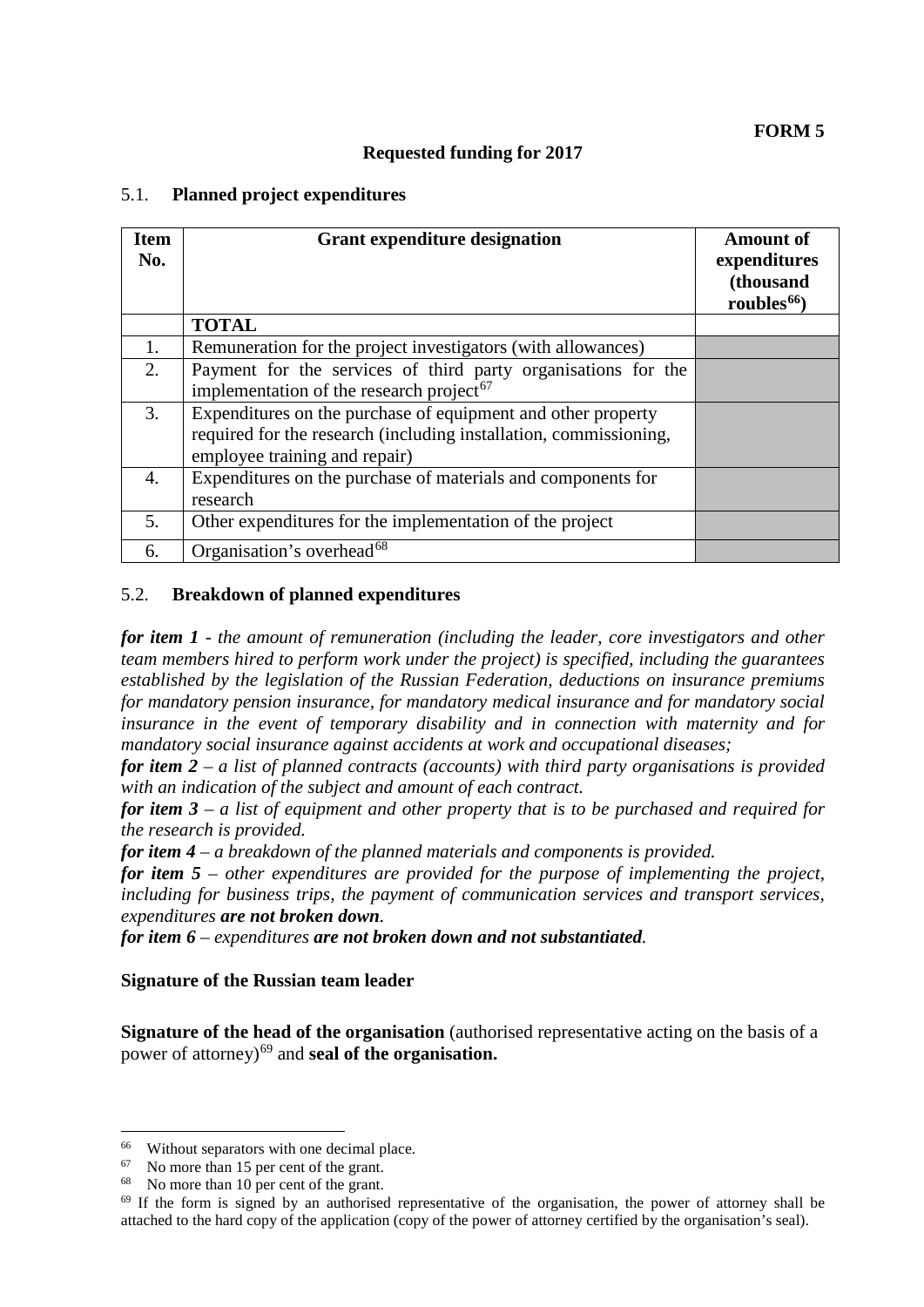**FORM 5**

**Requested funding for 2017**

## 5.1. Planned project expenditures

| Item No. | Grant expenditure designation | Amount of expenditures (thousand roubles[66]) |
|---|---|---|
| | **TOTAL** | |
| 1. | Remuneration for the project investigators (with allowances) | |
| 2. | Payment for the services of third party organisations for the implementation of the research project[67] | |
| 3. | Expenditures on the purchase of equipment and other property required for the research (including installation, commissioning, employee training and repair) | |
| 4. | Expenditures on the purchase of materials and components for research | |
| 5. | Other expenditures for the implementation of the project | |
| 6. | Organisation's overhead[68] | |

## 5.2. Breakdown of planned expenditures

***for item 1*** *- the amount of remuneration (including the leader, core investigators and other team members hired to perform work under the project) is specified, including the guarantees established by the legislation of the Russian Federation, deductions on insurance premiums for mandatory pension insurance, for mandatory medical insurance and for mandatory social insurance in the event of temporary disability and in connection with maternity and for mandatory social insurance against accidents at work and occupational diseases;*

***for item 2*** *– a list of planned contracts (accounts) with third party organisations is provided with an indication of the subject and amount of each contract.*

***for item 3*** *– a list of equipment and other property that is to be purchased and required for the research is provided.*

***for item 4*** *– a breakdown of the planned materials and components is provided.*

***for item 5*** *– other expenditures are provided for the purpose of implementing the project, including for business trips, the payment of communication services and transport services, expenditures* ***are not broken down****.*

***for item 6*** *– expenditures* ***are not broken down and not substantiated****.*

**Signature of the Russian team leader**

**Signature of the head of the organisation** (authorised representative acting on the basis of a power of attorney)[69] and **seal of the organisation.**

---

[66] Without separators with one decimal place.

[67] No more than 15 per cent of the grant.

[68] No more than 10 per cent of the grant.

[69] If the form is signed by an authorised representative of the organisation, the power of attorney shall be attached to the hard copy of the application (copy of the power of attorney certified by the organisation's seal).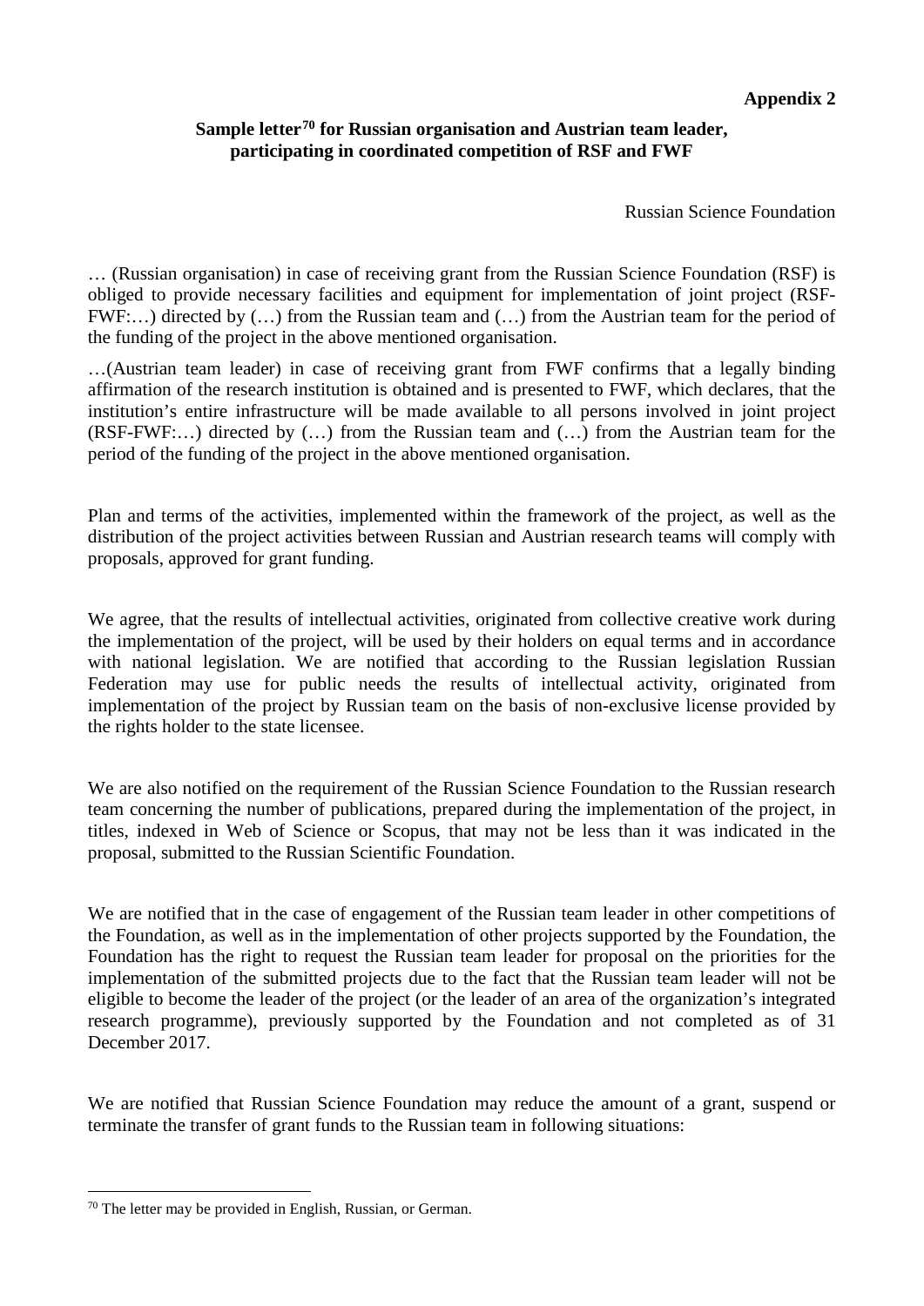**Appendix 2**

**Sample letter[70] for Russian organisation and Austrian team leader, participating in coordinated competition of RSF and FWF**

Russian Science Foundation

… (Russian organisation) in case of receiving grant from the Russian Science Foundation (RSF) is obliged to provide necessary facilities and equipment for implementation of joint project (RSF-FWF:…) directed by (…) from the Russian team and (…) from the Austrian team for the period of the funding of the project in the above mentioned organisation.

…(Austrian team leader) in case of receiving grant from FWF confirms that a legally binding affirmation of the research institution is obtained and is presented to FWF, which declares, that the institution's entire infrastructure will be made available to all persons involved in joint project (RSF-FWF:…) directed by (…) from the Russian team and (…) from the Austrian team for the period of the funding of the project in the above mentioned organisation.

Plan and terms of the activities, implemented within the framework of the project, as well as the distribution of the project activities between Russian and Austrian research teams will comply with proposals, approved for grant funding.

We agree, that the results of intellectual activities, originated from collective creative work during the implementation of the project, will be used by their holders on equal terms and in accordance with national legislation. We are notified that according to the Russian legislation Russian Federation may use for public needs the results of intellectual activity, originated from implementation of the project by Russian team on the basis of non-exclusive license provided by the rights holder to the state licensee.

We are also notified on the requirement of the Russian Science Foundation to the Russian research team concerning the number of publications, prepared during the implementation of the project, in titles, indexed in Web of Science or Scopus, that may not be less than it was indicated in the proposal, submitted to the Russian Scientific Foundation.

We are notified that in the case of engagement of the Russian team leader in other competitions of the Foundation, as well as in the implementation of other projects supported by the Foundation, the Foundation has the right to request the Russian team leader for proposal on the priorities for the implementation of the submitted projects due to the fact that the Russian team leader will not be eligible to become the leader of the project (or the leader of an area of the organization's integrated research programme), previously supported by the Foundation and not completed as of 31 December 2017.

We are notified that Russian Science Foundation may reduce the amount of a grant, suspend or terminate the transfer of grant funds to the Russian team in following situations:

[70] The letter may be provided in English, Russian, or German.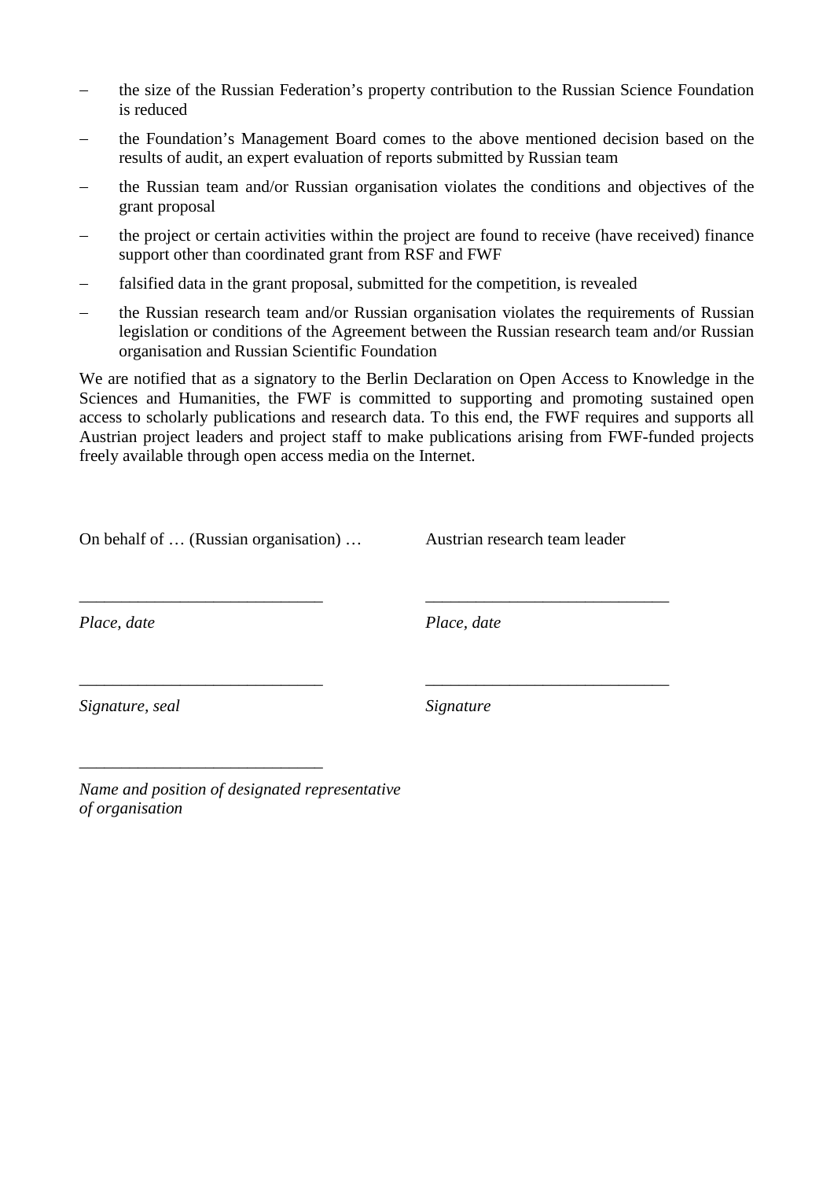- the size of the Russian Federation's property contribution to the Russian Science Foundation is reduced
- the Foundation's Management Board comes to the above mentioned decision based on the results of audit, an expert evaluation of reports submitted by Russian team
- the Russian team and/or Russian organisation violates the conditions and objectives of the grant proposal
- the project or certain activities within the project are found to receive (have received) finance support other than coordinated grant from RSF and FWF
- falsified data in the grant proposal, submitted for the competition, is revealed
- the Russian research team and/or Russian organisation violates the requirements of Russian legislation or conditions of the Agreement between the Russian research team and/or Russian organisation and Russian Scientific Foundation

We are notified that as a signatory to the Berlin Declaration on Open Access to Knowledge in the Sciences and Humanities, the FWF is committed to supporting and promoting sustained open access to scholarly publications and research data. To this end, the FWF requires and supports all Austrian project leaders and project staff to make publications arising from FWF-funded projects freely available through open access media on the Internet.

On behalf of … (Russian organisation) …

____________________________

*Place, date*

____________________________

*Signature, seal*

____________________________

*Name and position of designated representative of organisation*

Austrian research team leader

____________________________

*Place, date*

____________________________

*Signature*